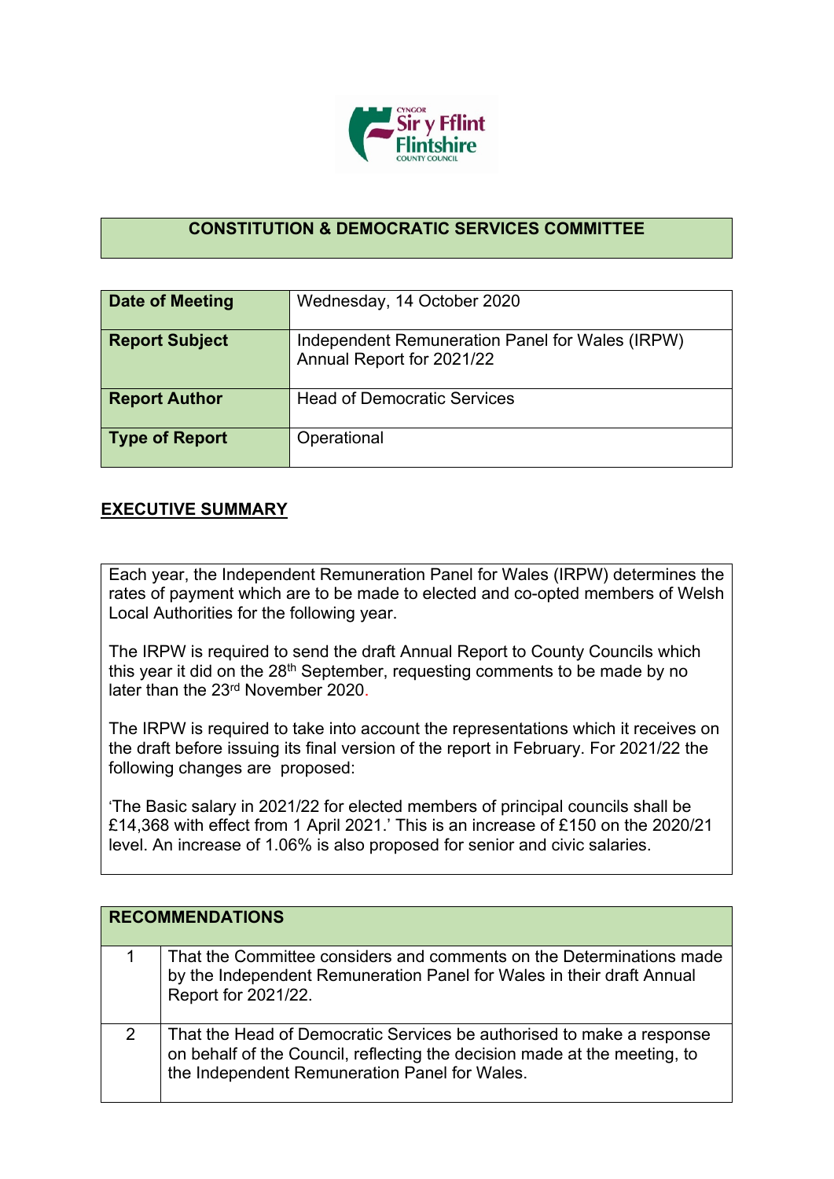## CONSTITUTION & DEMOCRATIC SERVICES COMMITTEE

| Date of Meeting | Wednesday, 14 October 2020 |
|---|---|
| Report Subject | Independent Remuneration Panel for Wales (IRPW) Annual Report for 2021/22 |
| Report Author | Head of Democratic Services |
| Type of Report | Operational |

## EXECUTIVE SUMMARY

Each year, the Independent Remuneration Panel for Wales (IRPW) determines the rates of payment which are to be made to elected and co-opted members of Welsh Local Authorities for the following year.

The IRPW is required to send the draft Annual Report to County Councils which this year it did on the 28th September, requesting comments to be made by no later than the 23rd November 2020.

The IRPW is required to take into account the representations which it receives on the draft before issuing its final version of the report in February. For 2021/22 the following changes are proposed:

'The Basic salary in 2021/22 for elected members of principal councils shall be £14,368 with effect from 1 April 2021.' This is an increase of £150 on the 2020/21 level. An increase of 1.06% is also proposed for senior and civic salaries.

| RECOMMENDATIONS | |
|---|---|
| 1 | That the Committee considers and comments on the Determinations made by the Independent Remuneration Panel for Wales in their draft Annual Report for 2021/22. |
| 2 | That the Head of Democratic Services be authorised to make a response on behalf of the Council, reflecting the decision made at the meeting, to the Independent Remuneration Panel for Wales. |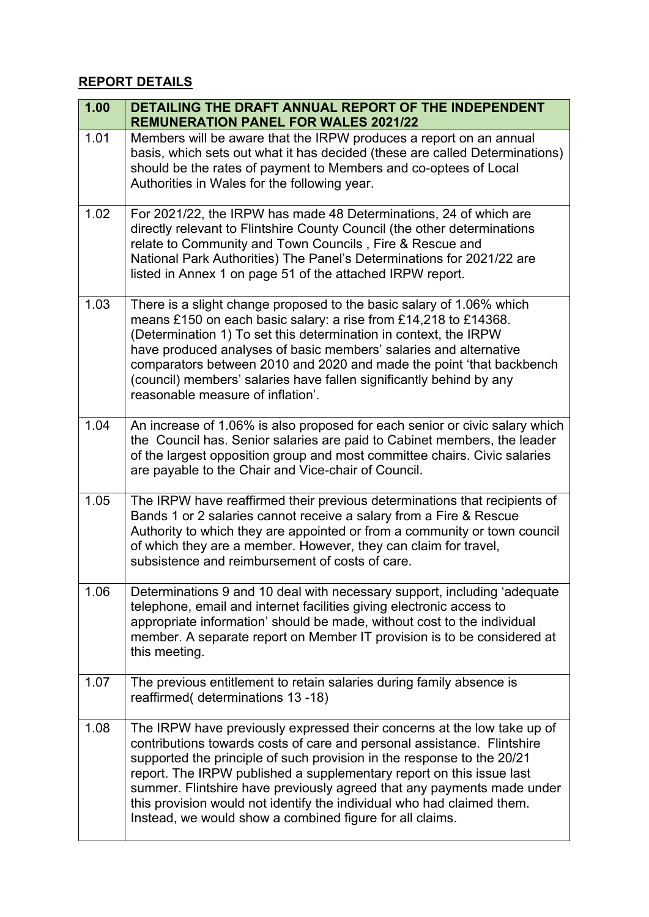## **REPORT DETAILS**

| 1.00 | DETAILING THE DRAFT ANNUAL REPORT OF THE INDEPENDENT REMUNERATION PANEL FOR WALES 2021/22 |
|---|---|
| 1.01 | Members will be aware that the IRPW produces a report on an annual basis, which sets out what it has decided (these are called Determinations) should be the rates of payment to Members and co-optees of Local Authorities in Wales for the following year. |
| 1.02 | For 2021/22, the IRPW has made 48 Determinations, 24 of which are directly relevant to Flintshire County Council (the other determinations relate to Community and Town Councils , Fire & Rescue and National Park Authorities) The Panel's Determinations for 2021/22 are listed in Annex 1 on page 51 of the attached IRPW report. |
| 1.03 | There is a slight change proposed to the basic salary of 1.06% which means £150 on each basic salary: a rise from £14,218 to £14368. (Determination 1) To set this determination in context, the IRPW have produced analyses of basic members' salaries and alternative comparators between 2010 and 2020 and made the point 'that backbench (council) members' salaries have fallen significantly behind by any reasonable measure of inflation'. |
| 1.04 | An increase of 1.06% is also proposed for each senior or civic salary which the Council has. Senior salaries are paid to Cabinet members, the leader of the largest opposition group and most committee chairs. Civic salaries are payable to the Chair and Vice-chair of Council. |
| 1.05 | The IRPW have reaffirmed their previous determinations that recipients of Bands 1 or 2 salaries cannot receive a salary from a Fire & Rescue Authority to which they are appointed or from a community or town council of which they are a member. However, they can claim for travel, subsistence and reimbursement of costs of care. |
| 1.06 | Determinations 9 and 10 deal with necessary support, including 'adequate telephone, email and internet facilities giving electronic access to appropriate information' should be made, without cost to the individual member. A separate report on Member IT provision is to be considered at this meeting. |
| 1.07 | The previous entitlement to retain salaries during family absence is reaffirmed( determinations 13 -18) |
| 1.08 | The IRPW have previously expressed their concerns at the low take up of contributions towards costs of care and personal assistance. Flintshire supported the principle of such provision in the response to the 20/21 report. The IRPW published a supplementary report on this issue last summer. Flintshire have previously agreed that any payments made under this provision would not identify the individual who had claimed them. Instead, we would show a combined figure for all claims. |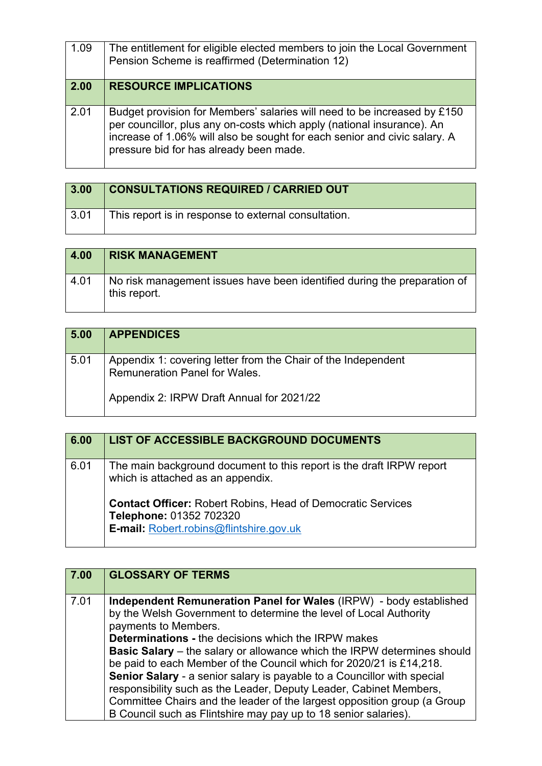| 1.09 | The entitlement for eligible elected members to join the Local Government Pension Scheme is reaffirmed (Determination 12) |
|---|---|

| **2.00** | **RESOURCE IMPLICATIONS** |
|---|---|
| 2.01 | Budget provision for Members' salaries will need to be increased by £150 per councillor, plus any on-costs which apply (national insurance). An increase of 1.06% will also be sought for each senior and civic salary. A pressure bid for has already been made. |

| **3.00** | **CONSULTATIONS REQUIRED / CARRIED OUT** |
|---|---|
| 3.01 | This report is in response to external consultation. |

| **4.00** | **RISK MANAGEMENT** |
|---|---|
| 4.01 | No risk management issues have been identified during the preparation of this report. |

| **5.00** | **APPENDICES** |
|---|---|
| 5.01 | Appendix 1: covering letter from the Chair of the Independent Remuneration Panel for Wales.<br><br>Appendix 2: IRPW Draft Annual for 2021/22 |

| **6.00** | **LIST OF ACCESSIBLE BACKGROUND DOCUMENTS** |
|---|---|
| 6.01 | The main background document to this report is the draft IRPW report which is attached as an appendix.<br><br>**Contact Officer:** Robert Robins, Head of Democratic Services<br>**Telephone:** 01352 702320<br>**E-mail:** Robert.robins@flintshire.gov.uk |

| **7.00** | **GLOSSARY OF TERMS** |
|---|---|
| 7.01 | **Independent Remuneration Panel for Wales** (IRPW) - body established by the Welsh Government to determine the level of Local Authority payments to Members.<br>**Determinations -** the decisions which the IRPW makes<br>**Basic Salary** – the salary or allowance which the IRPW determines should be paid to each Member of the Council which for 2020/21 is £14,218.<br>**Senior Salary** - a senior salary is payable to a Councillor with special responsibility such as the Leader, Deputy Leader, Cabinet Members, Committee Chairs and the leader of the largest opposition group (a Group B Council such as Flintshire may pay up to 18 senior salaries). |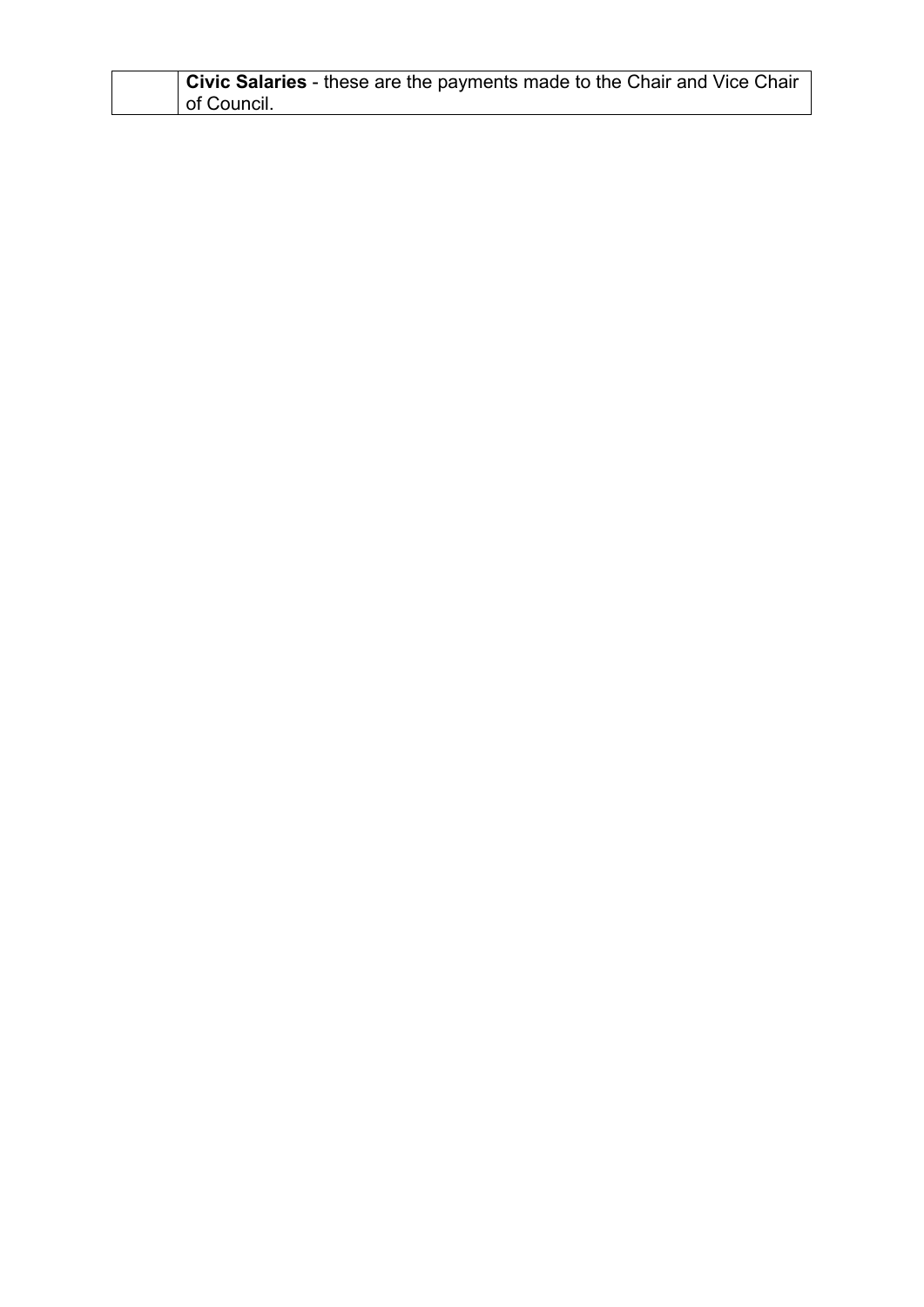| | |
|---|---|
| | **Civic Salaries** - these are the payments made to the Chair and Vice Chair of Council. |